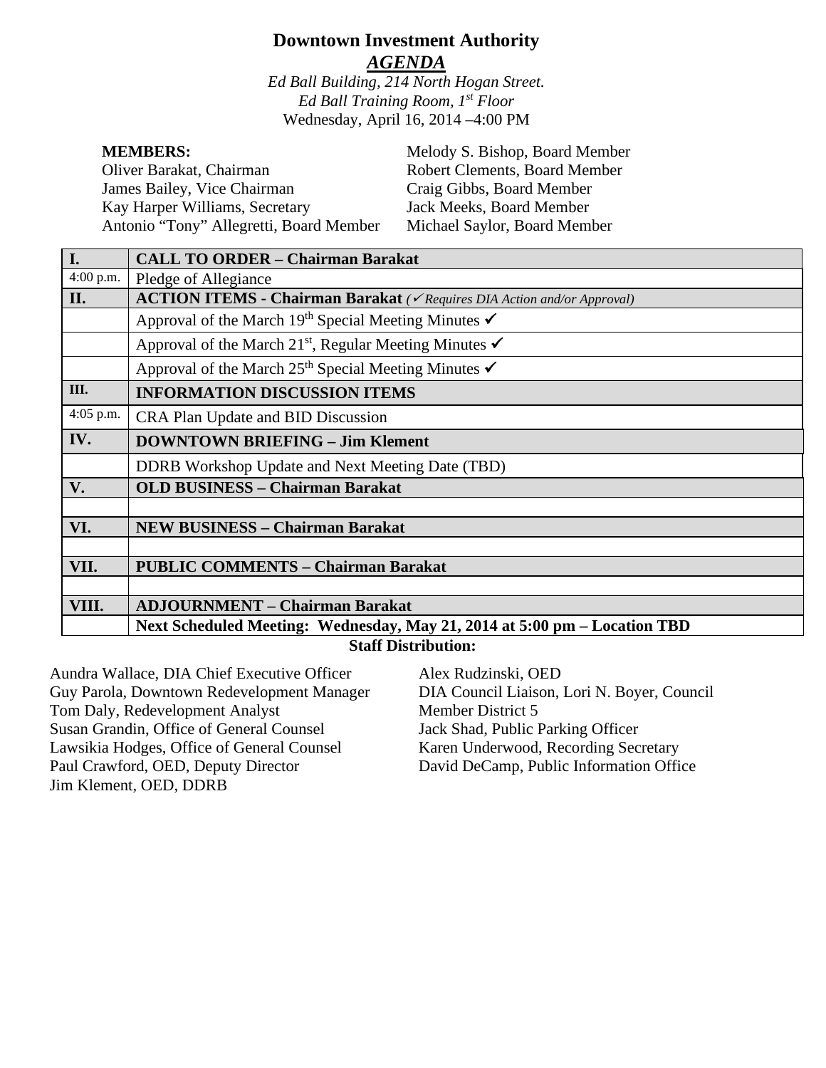# Downtown Investment Authority

## *AGENDA*

*Ed Ball Building, 214 North Hogan Street.*
*Ed Ball Training Room, 1st Floor*
Wednesday, April 16, 2014 –4:00 PM

**MEMBERS:**
Oliver Barakat, Chairman
James Bailey, Vice Chairman
Kay Harper Williams, Secretary
Antonio "Tony" Allegretti, Board Member
Melody S. Bishop, Board Member
Robert Clements, Board Member
Craig Gibbs, Board Member
Jack Meeks, Board Member
Michael Saylor, Board Member

| | |
|---|---|
| **I.** | **CALL TO ORDER – Chairman Barakat** |
| 4:00 p.m. | Pledge of Allegiance |
| **II.** | **ACTION ITEMS - Chairman Barakat** *(✓ Requires DIA Action and/or Approval)* |
| | Approval of the March 19th Special Meeting Minutes ✓ |
| | Approval of the March 21st, Regular Meeting Minutes ✓ |
| | Approval of the March 25th Special Meeting Minutes ✓ |
| **III.** | **INFORMATION DISCUSSION ITEMS** |
| 4:05 p.m. | CRA Plan Update and BID Discussion |
| **IV.** | **DOWNTOWN BRIEFING – Jim Klement** |
| | DDRB Workshop Update and Next Meeting Date (TBD) |
| **V.** | **OLD BUSINESS – Chairman Barakat** |
| | |
| **VI.** | **NEW BUSINESS – Chairman Barakat** |
| | |
| **VII.** | **PUBLIC COMMENTS – Chairman Barakat** |
| | |
| **VIII.** | **ADJOURNMENT – Chairman Barakat** |
| | **Next Scheduled Meeting: Wednesday, May 21, 2014 at 5:00 pm – Location TBD** |

**Staff Distribution:**

Aundra Wallace, DIA Chief Executive Officer
Guy Parola, Downtown Redevelopment Manager
Tom Daly, Redevelopment Analyst
Susan Grandin, Office of General Counsel
Lawsikia Hodges, Office of General Counsel
Paul Crawford, OED, Deputy Director
Jim Klement, OED, DDRB
Alex Rudzinski, OED
DIA Council Liaison, Lori N. Boyer, Council Member District 5
Jack Shad, Public Parking Officer
Karen Underwood, Recording Secretary
David DeCamp, Public Information Office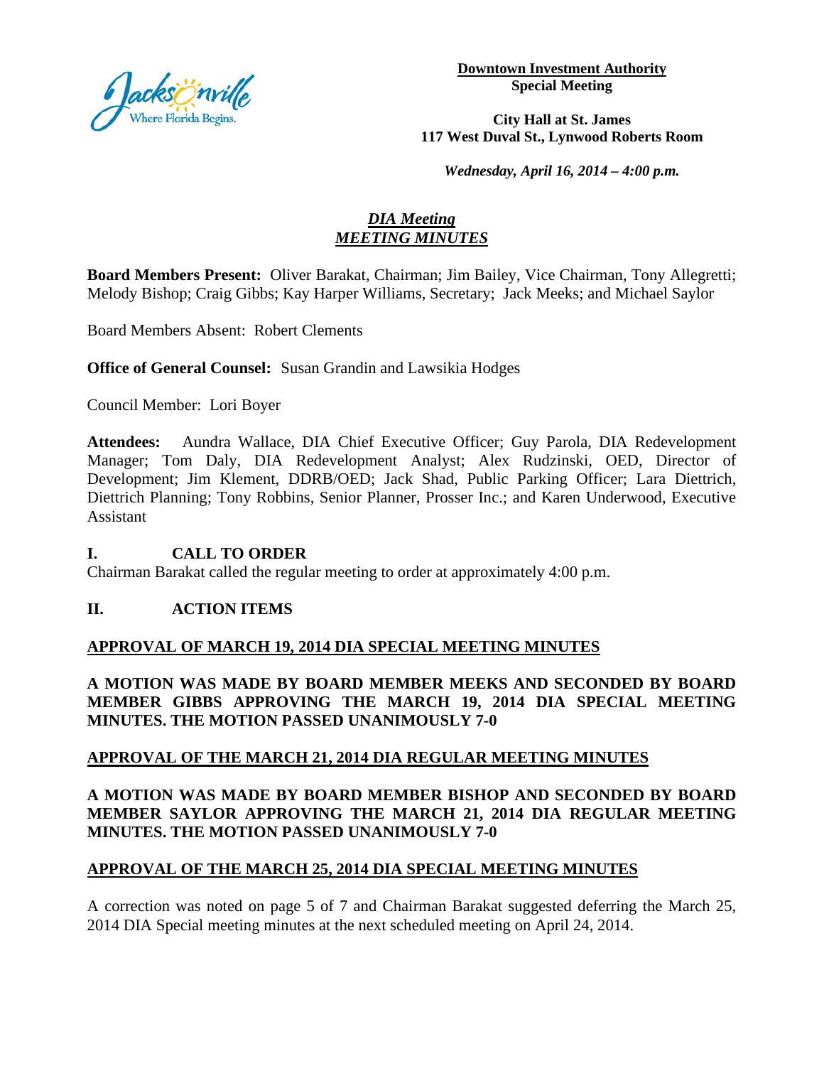**Downtown Investment Authority**
**Special Meeting**

**City Hall at St. James**
**117 West Duval St., Lynwood Roberts Room**

***Wednesday, April 16, 2014 – 4:00 p.m.***

## *DIA Meeting*
## *MEETING MINUTES*

**Board Members Present:** Oliver Barakat, Chairman; Jim Bailey, Vice Chairman, Tony Allegretti; Melody Bishop; Craig Gibbs; Kay Harper Williams, Secretary; Jack Meeks; and Michael Saylor

Board Members Absent: Robert Clements

**Office of General Counsel:** Susan Grandin and Lawsikia Hodges

Council Member: Lori Boyer

**Attendees:** Aundra Wallace, DIA Chief Executive Officer; Guy Parola, DIA Redevelopment Manager; Tom Daly, DIA Redevelopment Analyst; Alex Rudzinski, OED, Director of Development; Jim Klement, DDRB/OED; Jack Shad, Public Parking Officer; Lara Diettrich, Diettrich Planning; Tony Robbins, Senior Planner, Prosser Inc.; and Karen Underwood, Executive Assistant

### I. CALL TO ORDER

Chairman Barakat called the regular meeting to order at approximately 4:00 p.m.

### II. ACTION ITEMS

**APPROVAL OF MARCH 19, 2014 DIA SPECIAL MEETING MINUTES**

**A MOTION WAS MADE BY BOARD MEMBER MEEKS AND SECONDED BY BOARD MEMBER GIBBS APPROVING THE MARCH 19, 2014 DIA SPECIAL MEETING MINUTES. THE MOTION PASSED UNANIMOUSLY 7-0**

**APPROVAL OF THE MARCH 21, 2014 DIA REGULAR MEETING MINUTES**

**A MOTION WAS MADE BY BOARD MEMBER BISHOP AND SECONDED BY BOARD MEMBER SAYLOR APPROVING THE MARCH 21, 2014 DIA REGULAR MEETING MINUTES. THE MOTION PASSED UNANIMOUSLY 7-0**

**APPROVAL OF THE MARCH 25, 2014 DIA SPECIAL MEETING MINUTES**

A correction was noted on page 5 of 7 and Chairman Barakat suggested deferring the March 25, 2014 DIA Special meeting minutes at the next scheduled meeting on April 24, 2014.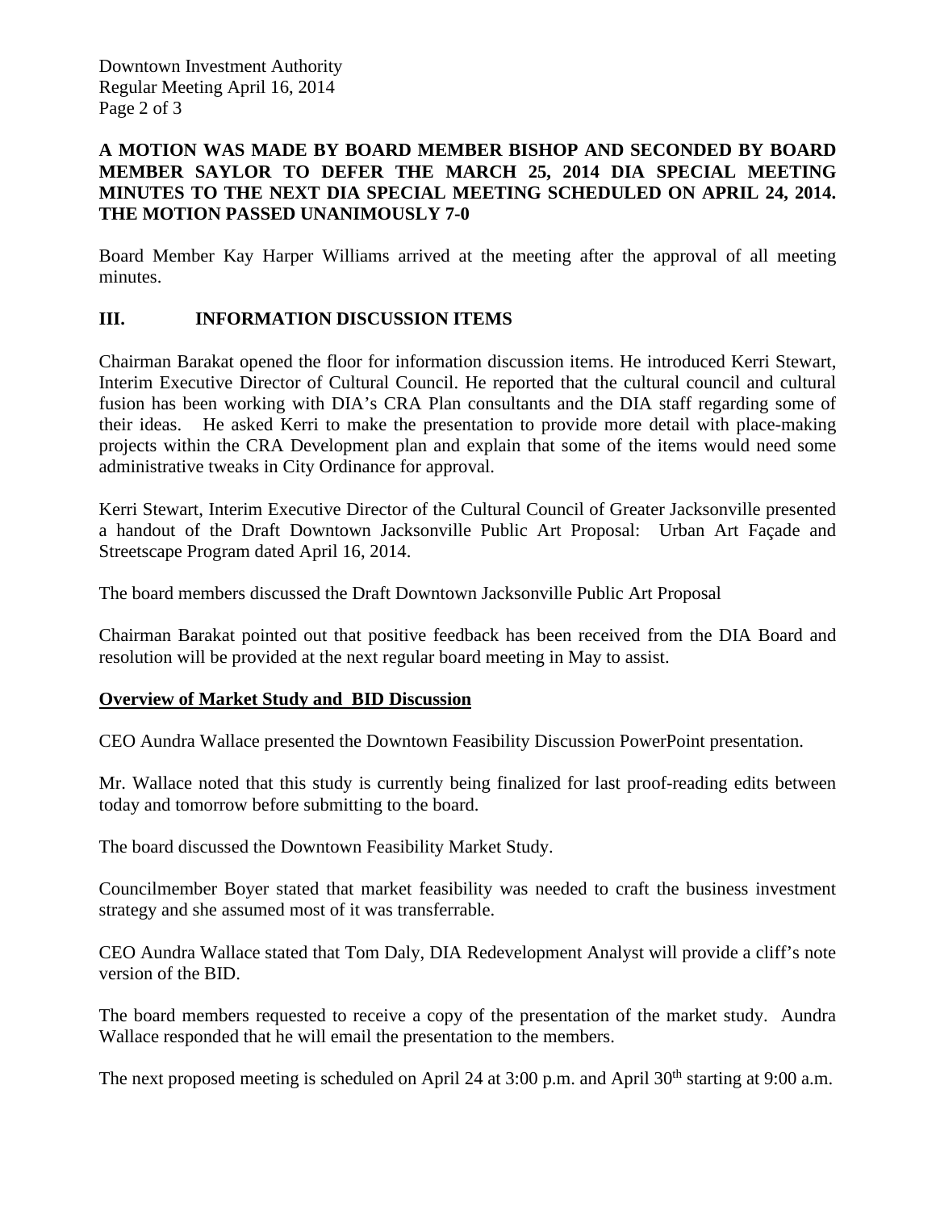**A MOTION WAS MADE BY BOARD MEMBER BISHOP AND SECONDED BY BOARD MEMBER SAYLOR TO DEFER THE MARCH 25, 2014 DIA SPECIAL MEETING MINUTES TO THE NEXT DIA SPECIAL MEETING SCHEDULED ON APRIL 24, 2014. THE MOTION PASSED UNANIMOUSLY 7-0**

Board Member Kay Harper Williams arrived at the meeting after the approval of all meeting minutes.

## III. INFORMATION DISCUSSION ITEMS

Chairman Barakat opened the floor for information discussion items. He introduced Kerri Stewart, Interim Executive Director of Cultural Council. He reported that the cultural council and cultural fusion has been working with DIA's CRA Plan consultants and the DIA staff regarding some of their ideas. He asked Kerri to make the presentation to provide more detail with place-making projects within the CRA Development plan and explain that some of the items would need some administrative tweaks in City Ordinance for approval.

Kerri Stewart, Interim Executive Director of the Cultural Council of Greater Jacksonville presented a handout of the Draft Downtown Jacksonville Public Art Proposal: Urban Art Façade and Streetscape Program dated April 16, 2014.

The board members discussed the Draft Downtown Jacksonville Public Art Proposal

Chairman Barakat pointed out that positive feedback has been received from the DIA Board and resolution will be provided at the next regular board meeting in May to assist.

**Overview of Market Study and BID Discussion**

CEO Aundra Wallace presented the Downtown Feasibility Discussion PowerPoint presentation.

Mr. Wallace noted that this study is currently being finalized for last proof-reading edits between today and tomorrow before submitting to the board.

The board discussed the Downtown Feasibility Market Study.

Councilmember Boyer stated that market feasibility was needed to craft the business investment strategy and she assumed most of it was transferrable.

CEO Aundra Wallace stated that Tom Daly, DIA Redevelopment Analyst will provide a cliff's note version of the BID.

The board members requested to receive a copy of the presentation of the market study. Aundra Wallace responded that he will email the presentation to the members.

The next proposed meeting is scheduled on April 24 at 3:00 p.m. and April 30th starting at 9:00 a.m.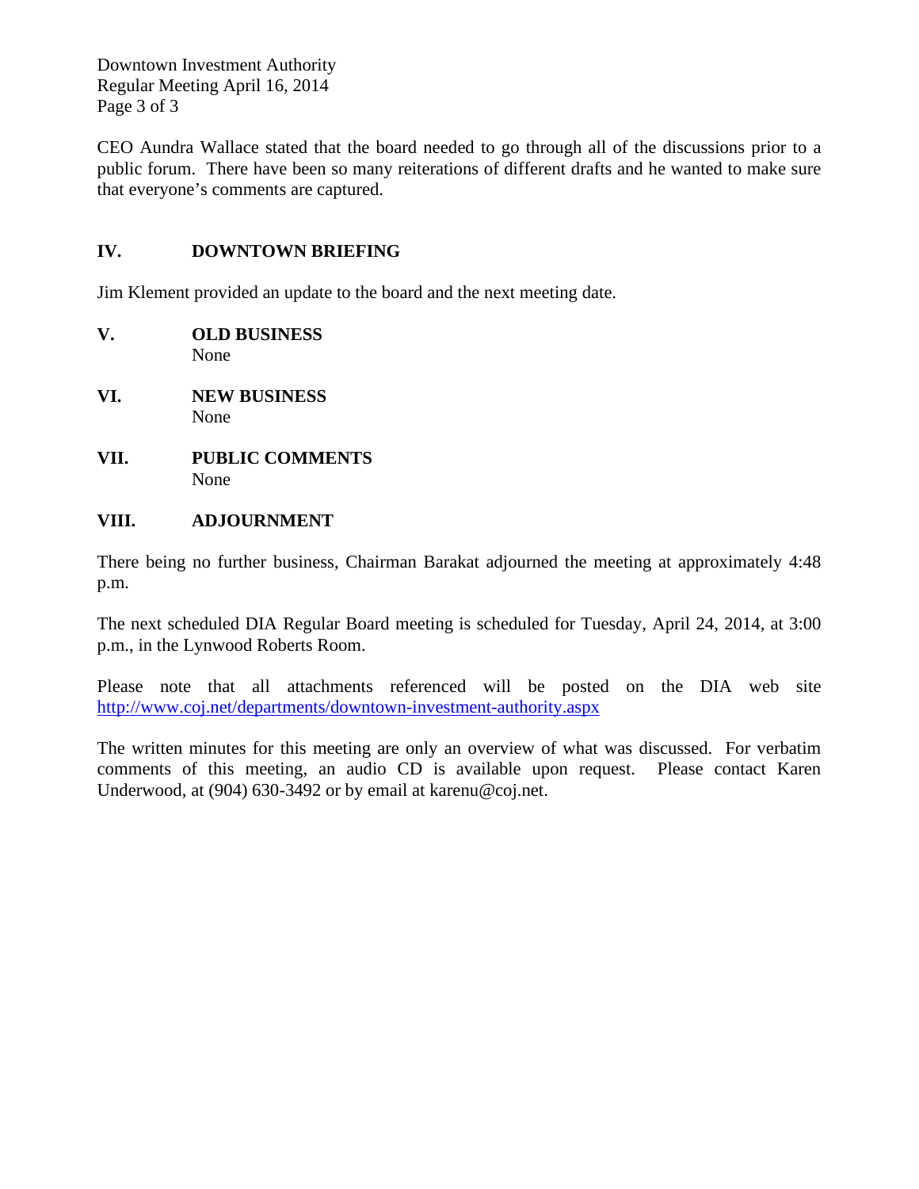CEO Aundra Wallace stated that the board needed to go through all of the discussions prior to a public forum. There have been so many reiterations of different drafts and he wanted to make sure that everyone's comments are captured.

## IV. DOWNTOWN BRIEFING

Jim Klement provided an update to the board and the next meeting date.

## V. OLD BUSINESS

None

## VI. NEW BUSINESS

None

## VII. PUBLIC COMMENTS

None

## VIII. ADJOURNMENT

There being no further business, Chairman Barakat adjourned the meeting at approximately 4:48 p.m.

The next scheduled DIA Regular Board meeting is scheduled for Tuesday, April 24, 2014, at 3:00 p.m., in the Lynwood Roberts Room.

Please note that all attachments referenced will be posted on the DIA web site http://www.coj.net/departments/downtown-investment-authority.aspx

The written minutes for this meeting are only an overview of what was discussed. For verbatim comments of this meeting, an audio CD is available upon request. Please contact Karen Underwood, at (904) 630-3492 or by email at karenu@coj.net.